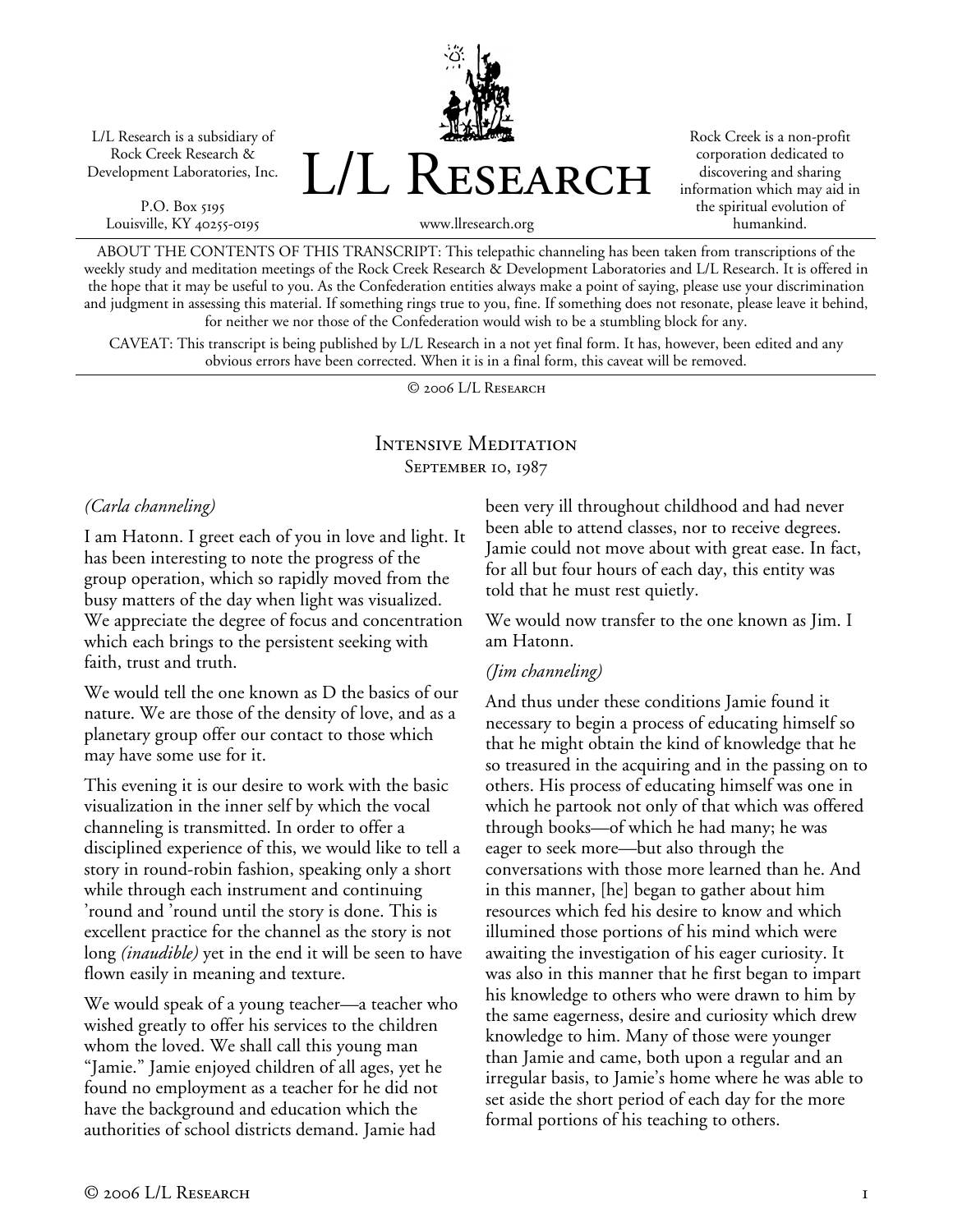L/L Research is a subsidiary of Rock Creek Research & Development Laboratories, Inc.

P.O. Box 5195
Louisville, KY 40255-0195

# L/L Research

www.llresearch.org

Rock Creek is a non-profit corporation dedicated to discovering and sharing information which may aid in the spiritual evolution of humankind.

ABOUT THE CONTENTS OF THIS TRANSCRIPT: This telepathic channeling has been taken from transcriptions of the weekly study and meditation meetings of the Rock Creek Research & Development Laboratories and L/L Research. It is offered in the hope that it may be useful to you. As the Confederation entities always make a point of saying, please use your discrimination and judgment in assessing this material. If something rings true to you, fine. If something does not resonate, please leave it behind, for neither we nor those of the Confederation would wish to be a stumbling block for any.

CAVEAT: This transcript is being published by L/L Research in a not yet final form. It has, however, been edited and any obvious errors have been corrected. When it is in a final form, this caveat will be removed.

© 2006 L/L Research

## Intensive Meditation
### September 10, 1987

*(Carla channeling)*

I am Hatonn. I greet each of you in love and light. It has been interesting to note the progress of the group operation, which so rapidly moved from the busy matters of the day when light was visualized. We appreciate the degree of focus and concentration which each brings to the persistent seeking with faith, trust and truth.

We would tell the one known as D the basics of our nature. We are those of the density of love, and as a planetary group offer our contact to those which may have some use for it.

This evening it is our desire to work with the basic visualization in the inner self by which the vocal channeling is transmitted. In order to offer a disciplined experience of this, we would like to tell a story in round-robin fashion, speaking only a short while through each instrument and continuing 'round and 'round until the story is done. This is excellent practice for the channel as the story is not long *(inaudible)* yet in the end it will be seen to have flown easily in meaning and texture.

We would speak of a young teacher—a teacher who wished greatly to offer his services to the children whom the loved. We shall call this young man "Jamie." Jamie enjoyed children of all ages, yet he found no employment as a teacher for he did not have the background and education which the authorities of school districts demand. Jamie had been very ill throughout childhood and had never been able to attend classes, nor to receive degrees. Jamie could not move about with great ease. In fact, for all but four hours of each day, this entity was told that he must rest quietly.

We would now transfer to the one known as Jim. I am Hatonn.

*(Jim channeling)*

And thus under these conditions Jamie found it necessary to begin a process of educating himself so that he might obtain the kind of knowledge that he so treasured in the acquiring and in the passing on to others. His process of educating himself was one in which he partook not only of that which was offered through books—of which he had many; he was eager to seek more—but also through the conversations with those more learned than he. And in this manner, [he] began to gather about him resources which fed his desire to know and which illumined those portions of his mind which were awaiting the investigation of his eager curiosity. It was also in this manner that he first began to impart his knowledge to others who were drawn to him by the same eagerness, desire and curiosity which drew knowledge to him. Many of those were younger than Jamie and came, both upon a regular and an irregular basis, to Jamie's home where he was able to set aside the short period of each day for the more formal portions of his teaching to others.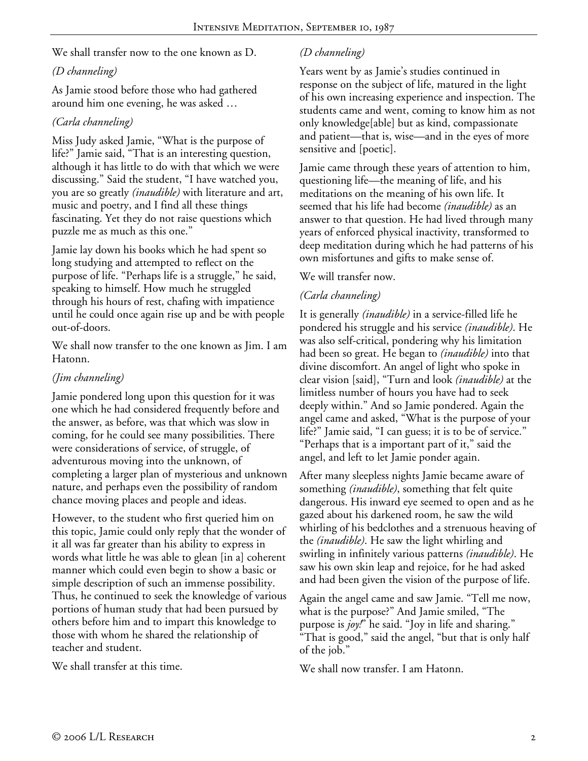We shall transfer now to the one known as D.

*(D channeling)*

As Jamie stood before those who had gathered around him one evening, he was asked …

*(Carla channeling)*

Miss Judy asked Jamie, "What is the purpose of life?" Jamie said, "That is an interesting question, although it has little to do with that which we were discussing." Said the student, "I have watched you, you are so greatly *(inaudible)* with literature and art, music and poetry, and I find all these things fascinating. Yet they do not raise questions which puzzle me as much as this one."

Jamie lay down his books which he had spent so long studying and attempted to reflect on the purpose of life. "Perhaps life is a struggle," he said, speaking to himself. How much he struggled through his hours of rest, chafing with impatience until he could once again rise up and be with people out-of-doors.

We shall now transfer to the one known as Jim. I am Hatonn.

*(Jim channeling)*

Jamie pondered long upon this question for it was one which he had considered frequently before and the answer, as before, was that which was slow in coming, for he could see many possibilities. There were considerations of service, of struggle, of adventurous moving into the unknown, of completing a larger plan of mysterious and unknown nature, and perhaps even the possibility of random chance moving places and people and ideas.

However, to the student who first queried him on this topic, Jamie could only reply that the wonder of it all was far greater than his ability to express in words what little he was able to glean [in a] coherent manner which could even begin to show a basic or simple description of such an immense possibility. Thus, he continued to seek the knowledge of various portions of human study that had been pursued by others before him and to impart this knowledge to those with whom he shared the relationship of teacher and student.

We shall transfer at this time.

*(D channeling)*

Years went by as Jamie's studies continued in response on the subject of life, matured in the light of his own increasing experience and inspection. The students came and went, coming to know him as not only knowledge[able] but as kind, compassionate and patient—that is, wise—and in the eyes of more sensitive and [poetic].

Jamie came through these years of attention to him, questioning life—the meaning of life, and his meditations on the meaning of his own life. It seemed that his life had become *(inaudible)* as an answer to that question. He had lived through many years of enforced physical inactivity, transformed to deep meditation during which he had patterns of his own misfortunes and gifts to make sense of.

We will transfer now.

*(Carla channeling)*

It is generally *(inaudible)* in a service-filled life he pondered his struggle and his service *(inaudible)*. He was also self-critical, pondering why his limitation had been so great. He began to *(inaudible)* into that divine discomfort. An angel of light who spoke in clear vision [said], "Turn and look *(inaudible)* at the limitless number of hours you have had to seek deeply within." And so Jamie pondered. Again the angel came and asked, "What is the purpose of your life?" Jamie said, "I can guess; it is to be of service." "Perhaps that is a important part of it," said the angel, and left to let Jamie ponder again.

After many sleepless nights Jamie became aware of something *(inaudible)*, something that felt quite dangerous. His inward eye seemed to open and as he gazed about his darkened room, he saw the wild whirling of his bedclothes and a strenuous heaving of the *(inaudible)*. He saw the light whirling and swirling in infinitely various patterns *(inaudible)*. He saw his own skin leap and rejoice, for he had asked and had been given the vision of the purpose of life.

Again the angel came and saw Jamie. "Tell me now, what is the purpose?" And Jamie smiled, "The purpose is *joy!*" he said. "Joy in life and sharing." "That is good," said the angel, "but that is only half of the job."

We shall now transfer. I am Hatonn.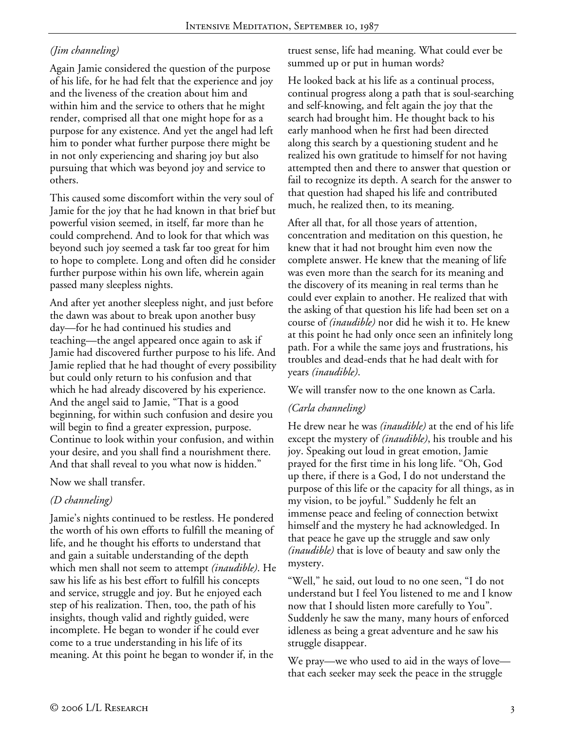*(Jim channeling)*

Again Jamie considered the question of the purpose of his life, for he had felt that the experience and joy and the liveness of the creation about him and within him and the service to others that he might render, comprised all that one might hope for as a purpose for any existence. And yet the angel had left him to ponder what further purpose there might be in not only experiencing and sharing joy but also pursuing that which was beyond joy and service to others.

This caused some discomfort within the very soul of Jamie for the joy that he had known in that brief but powerful vision seemed, in itself, far more than he could comprehend. And to look for that which was beyond such joy seemed a task far too great for him to hope to complete. Long and often did he consider further purpose within his own life, wherein again passed many sleepless nights.

And after yet another sleepless night, and just before the dawn was about to break upon another busy day—for he had continued his studies and teaching—the angel appeared once again to ask if Jamie had discovered further purpose to his life. And Jamie replied that he had thought of every possibility but could only return to his confusion and that which he had already discovered by his experience. And the angel said to Jamie, "That is a good beginning, for within such confusion and desire you will begin to find a greater expression, purpose. Continue to look within your confusion, and within your desire, and you shall find a nourishment there. And that shall reveal to you what now is hidden."

Now we shall transfer.

*(D channeling)*

Jamie's nights continued to be restless. He pondered the worth of his own efforts to fulfill the meaning of life, and he thought his efforts to understand that and gain a suitable understanding of the depth which men shall not seem to attempt *(inaudible)*. He saw his life as his best effort to fulfill his concepts and service, struggle and joy. But he enjoyed each step of his realization. Then, too, the path of his insights, though valid and rightly guided, were incomplete. He began to wonder if he could ever come to a true understanding in his life of its meaning. At this point he began to wonder if, in the truest sense, life had meaning. What could ever be summed up or put in human words?

He looked back at his life as a continual process, continual progress along a path that is soul-searching and self-knowing, and felt again the joy that the search had brought him. He thought back to his early manhood when he first had been directed along this search by a questioning student and he realized his own gratitude to himself for not having attempted then and there to answer that question or fail to recognize its depth. A search for the answer to that question had shaped his life and contributed much, he realized then, to its meaning.

After all that, for all those years of attention, concentration and meditation on this question, he knew that it had not brought him even now the complete answer. He knew that the meaning of life was even more than the search for its meaning and the discovery of its meaning in real terms than he could ever explain to another. He realized that with the asking of that question his life had been set on a course of *(inaudible)* nor did he wish it to. He knew at this point he had only once seen an infinitely long path. For a while the same joys and frustrations, his troubles and dead-ends that he had dealt with for years *(inaudible)*.

We will transfer now to the one known as Carla.

*(Carla channeling)*

He drew near he was *(inaudible)* at the end of his life except the mystery of *(inaudible)*, his trouble and his joy. Speaking out loud in great emotion, Jamie prayed for the first time in his long life. "Oh, God up there, if there is a God, I do not understand the purpose of this life or the capacity for all things, as in my vision, to be joyful." Suddenly he felt an immense peace and feeling of connection betwixt himself and the mystery he had acknowledged. In that peace he gave up the struggle and saw only *(inaudible)* that is love of beauty and saw only the mystery.

"Well," he said, out loud to no one seen, "I do not understand but I feel You listened to me and I know now that I should listen more carefully to You". Suddenly he saw the many, many hours of enforced idleness as being a great adventure and he saw his struggle disappear.

We pray—we who used to aid in the ways of love—that each seeker may seek the peace in the struggle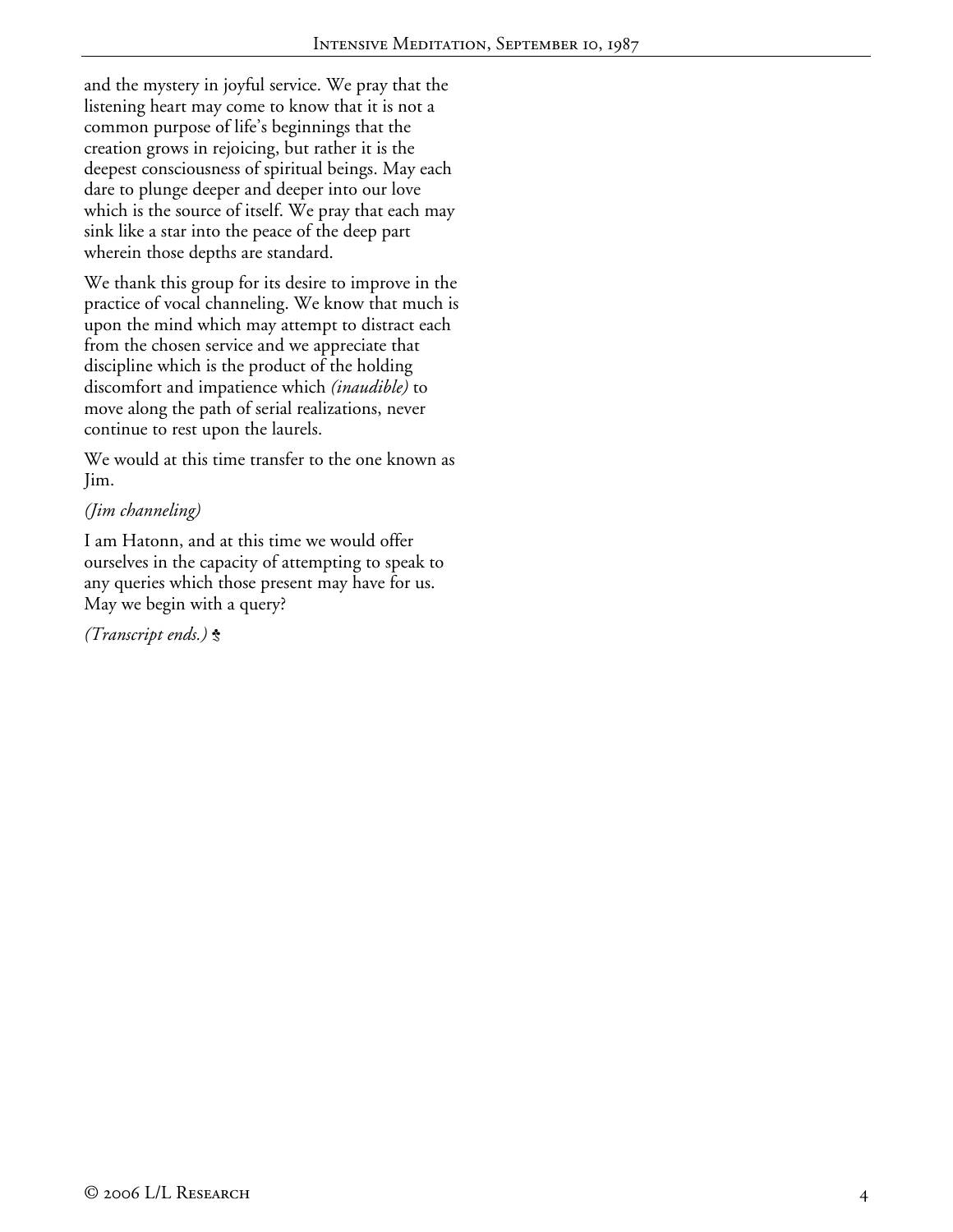and the mystery in joyful service. We pray that the listening heart may come to know that it is not a common purpose of life's beginnings that the creation grows in rejoicing, but rather it is the deepest consciousness of spiritual beings. May each dare to plunge deeper and deeper into our love which is the source of itself. We pray that each may sink like a star into the peace of the deep part wherein those depths are standard.

We thank this group for its desire to improve in the practice of vocal channeling. We know that much is upon the mind which may attempt to distract each from the chosen service and we appreciate that discipline which is the product of the holding discomfort and impatience which *(inaudible)* to move along the path of serial realizations, never continue to rest upon the laurels.

We would at this time transfer to the one known as Jim.

*(Jim channeling)*

I am Hatonn, and at this time we would offer ourselves in the capacity of attempting to speak to any queries which those present may have for us. May we begin with a query?

*(Transcript ends.)*